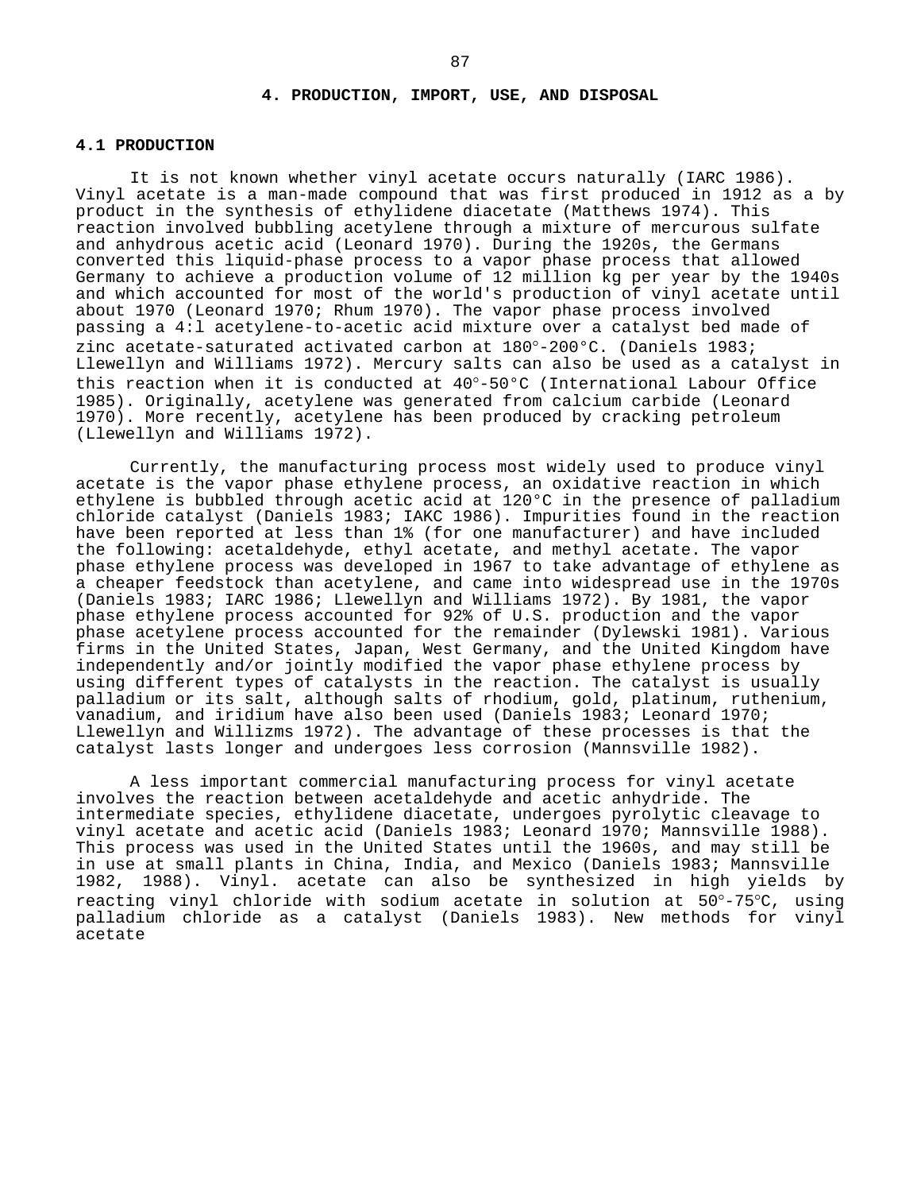# 4. PRODUCTION, IMPORT, USE, AND DISPOSAL

## 4.1 PRODUCTION

It is not known whether vinyl acetate occurs naturally (IARC 1986). Vinyl acetate is a man-made compound that was first produced in 1912 as a by product in the synthesis of ethylidene diacetate (Matthews 1974). This reaction involved bubbling acetylene through a mixture of mercurous sulfate and anhydrous acetic acid (Leonard 1970). During the 1920s, the Germans converted this liquid-phase process to a vapor phase process that allowed Germany to achieve a production volume of 12 million kg per year by the 1940s and which accounted for most of the world's production of vinyl acetate until about 1970 (Leonard 1970; Rhum 1970). The vapor phase process involved passing a 4:l acetylene-to-acetic acid mixture over a catalyst bed made of zinc acetate-saturated activated carbon at 180°-200°C. (Daniels 1983; Llewellyn and Williams 1972). Mercury salts can also be used as a catalyst in this reaction when it is conducted at 40°-50°C (International Labour Office 1985). Originally, acetylene was generated from calcium carbide (Leonard 1970). More recently, acetylene has been produced by cracking petroleum (Llewellyn and Williams 1972).

Currently, the manufacturing process most widely used to produce vinyl acetate is the vapor phase ethylene process, an oxidative reaction in which ethylene is bubbled through acetic acid at 120°C in the presence of palladium chloride catalyst (Daniels 1983; IAKC 1986). Impurities found in the reaction have been reported at less than 1% (for one manufacturer) and have included the following: acetaldehyde, ethyl acetate, and methyl acetate. The vapor phase ethylene process was developed in 1967 to take advantage of ethylene as a cheaper feedstock than acetylene, and came into widespread use in the 1970s (Daniels 1983; IARC 1986; Llewellyn and Williams 1972). By 1981, the vapor phase ethylene process accounted for 92% of U.S. production and the vapor phase acetylene process accounted for the remainder (Dylewski 1981). Various firms in the United States, Japan, West Germany, and the United Kingdom have independently and/or jointly modified the vapor phase ethylene process by using different types of catalysts in the reaction. The catalyst is usually palladium or its salt, although salts of rhodium, gold, platinum, ruthenium, vanadium, and iridium have also been used (Daniels 1983; Leonard 1970; Llewellyn and Willizms 1972). The advantage of these processes is that the catalyst lasts longer and undergoes less corrosion (Mannsville 1982).

A less important commercial manufacturing process for vinyl acetate involves the reaction between acetaldehyde and acetic anhydride. The intermediate species, ethylidene diacetate, undergoes pyrolytic cleavage to vinyl acetate and acetic acid (Daniels 1983; Leonard 1970; Mannsville 1988). This process was used in the United States until the 1960s, and may still be in use at small plants in China, India, and Mexico (Daniels 1983; Mannsville 1982, 1988). Vinyl. acetate can also be synthesized in high yields by reacting vinyl chloride with sodium acetate in solution at 50°-75°C, using palladium chloride as a catalyst (Daniels 1983). New methods for vinyl acetate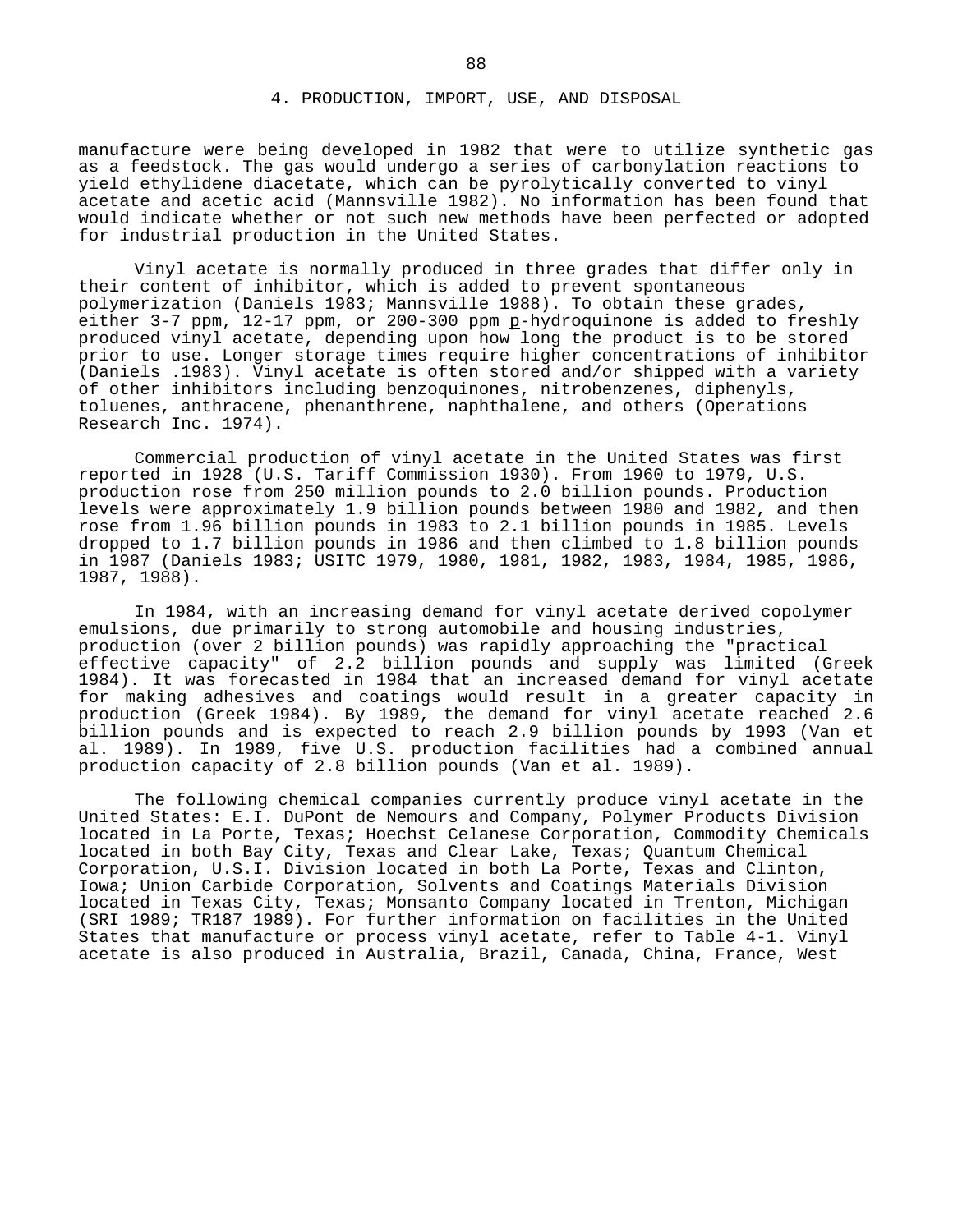manufacture were being developed in 1982 that were to utilize synthetic gas as a feedstock. The gas would undergo a series of carbonylation reactions to yield ethylidene diacetate, which can be pyrolytically converted to vinyl acetate and acetic acid (Mannsville 1982). No information has been found that would indicate whether or not such new methods have been perfected or adopted for industrial production in the United States.

Vinyl acetate is normally produced in three grades that differ only in their content of inhibitor, which is added to prevent spontaneous polymerization (Daniels 1983; Mannsville 1988). To obtain these grades, either 3-7 ppm, 12-17 ppm, or 200-300 ppm p-hydroquinone is added to freshly produced vinyl acetate, depending upon how long the product is to be stored prior to use. Longer storage times require higher concentrations of inhibitor (Daniels .1983). Vinyl acetate is often stored and/or shipped with a variety of other inhibitors including benzoquinones, nitrobenzenes, diphenyls, toluenes, anthracene, phenanthrene, naphthalene, and others (Operations Research Inc. 1974).

Commercial production of vinyl acetate in the United States was first reported in 1928 (U.S. Tariff Commission 1930). From 1960 to 1979, U.S. production rose from 250 million pounds to 2.0 billion pounds. Production levels were approximately 1.9 billion pounds between 1980 and 1982, and then rose from 1.96 billion pounds in 1983 to 2.1 billion pounds in 1985. Levels dropped to 1.7 billion pounds in 1986 and then climbed to 1.8 billion pounds in 1987 (Daniels 1983; USITC 1979, 1980, 1981, 1982, 1983, 1984, 1985, 1986, 1987, 1988).

In 1984, with an increasing demand for vinyl acetate derived copolymer emulsions, due primarily to strong automobile and housing industries, production (over 2 billion pounds) was rapidly approaching the "practical effective capacity" of 2.2 billion pounds and supply was limited (Greek 1984). It was forecasted in 1984 that an increased demand for vinyl acetate for making adhesives and coatings would result in a greater capacity in production (Greek 1984). By 1989, the demand for vinyl acetate reached 2.6 billion pounds and is expected to reach 2.9 billion pounds by 1993 (Van et al. 1989). In 1989, five U.S. production facilities had a combined annual production capacity of 2.8 billion pounds (Van et al. 1989).

The following chemical companies currently produce vinyl acetate in the United States: E.I. DuPont de Nemours and Company, Polymer Products Division located in La Porte, Texas; Hoechst Celanese Corporation, Commodity Chemicals located in both Bay City, Texas and Clear Lake, Texas; Quantum Chemical Corporation, U.S.I. Division located in both La Porte, Texas and Clinton, Iowa; Union Carbide Corporation, Solvents and Coatings Materials Division located in Texas City, Texas; Monsanto Company located in Trenton, Michigan (SRI 1989; TR187 1989). For further information on facilities in the United States that manufacture or process vinyl acetate, refer to Table 4-1. Vinyl acetate is also produced in Australia, Brazil, Canada, China, France, West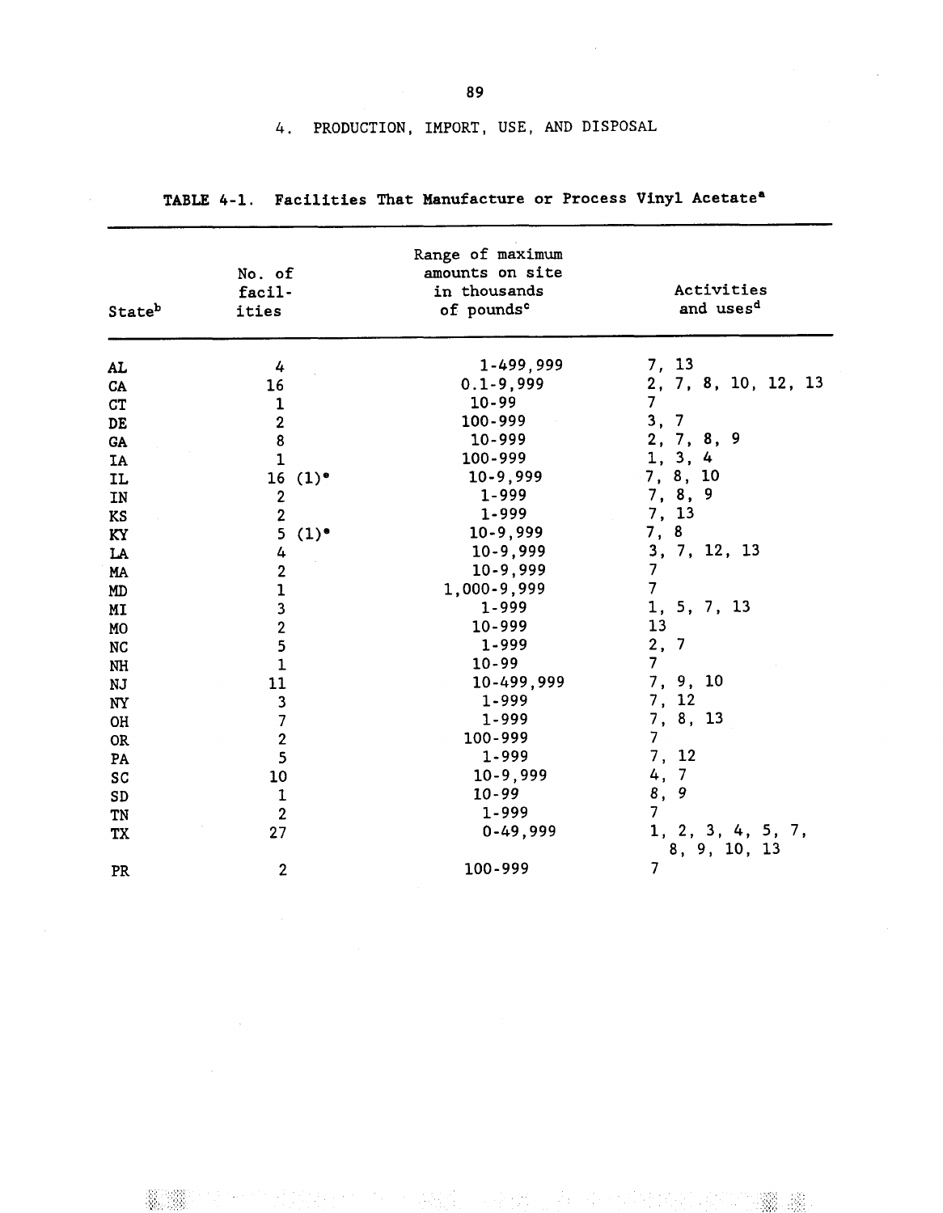# 4. PRODUCTION, IMPORT, USE, AND DISPOSAL

**TABLE 4-1. Facilities That Manufacture or Process Vinyl Acetate[a]**

| State[b] | No. of facilities | Range of maximum amounts on site in thousands of pounds[c] | Activities and uses[d] |
|---|---|---|---|
| AL | 4 | 1-499,999 | 7, 13 |
| CA | 16 | 0.1-9,999 | 2, 7, 8, 10, 12, 13 |
| CT | 1 | 10-99 | 7 |
| DE | 2 | 100-999 | 3, 7 |
| GA | 8 | 10-999 | 2, 7, 8, 9 |
| IA | 1 | 100-999 | 1, 3, 4 |
| IL | 16 (1)[e] | 10-9,999 | 7, 8, 10 |
| IN | 2 | 1-999 | 7, 8, 9 |
| KS | 2 | 1-999 | 7, 13 |
| KY | 5 (1)[e] | 10-9,999 | 7, 8 |
| LA | 4 | 10-9,999 | 3, 7, 12, 13 |
| MA | 2 | 10-9,999 | 7 |
| MD | 1 | 1,000-9,999 | 7 |
| MI | 3 | 1-999 | 1, 5, 7, 13 |
| MO | 2 | 10-999 | 13 |
| NC | 5 | 1-999 | 2, 7 |
| NH | 1 | 10-99 | 7 |
| NJ | 11 | 10-499,999 | 7, 9, 10 |
| NY | 3 | 1-999 | 7, 12 |
| OH | 7 | 1-999 | 7, 8, 13 |
| OR | 2 | 100-999 | 7 |
| PA | 5 | 1-999 | 7, 12 |
| SC | 10 | 10-9,999 | 4, 7 |
| SD | 1 | 10-99 | 8, 9 |
| TN | 2 | 1-999 | 7 |
| TX | 27 | 0-49,999 | 1, 2, 3, 4, 5, 7, 8, 9, 10, 13 |
| PR | 2 | 100-999 | 7 |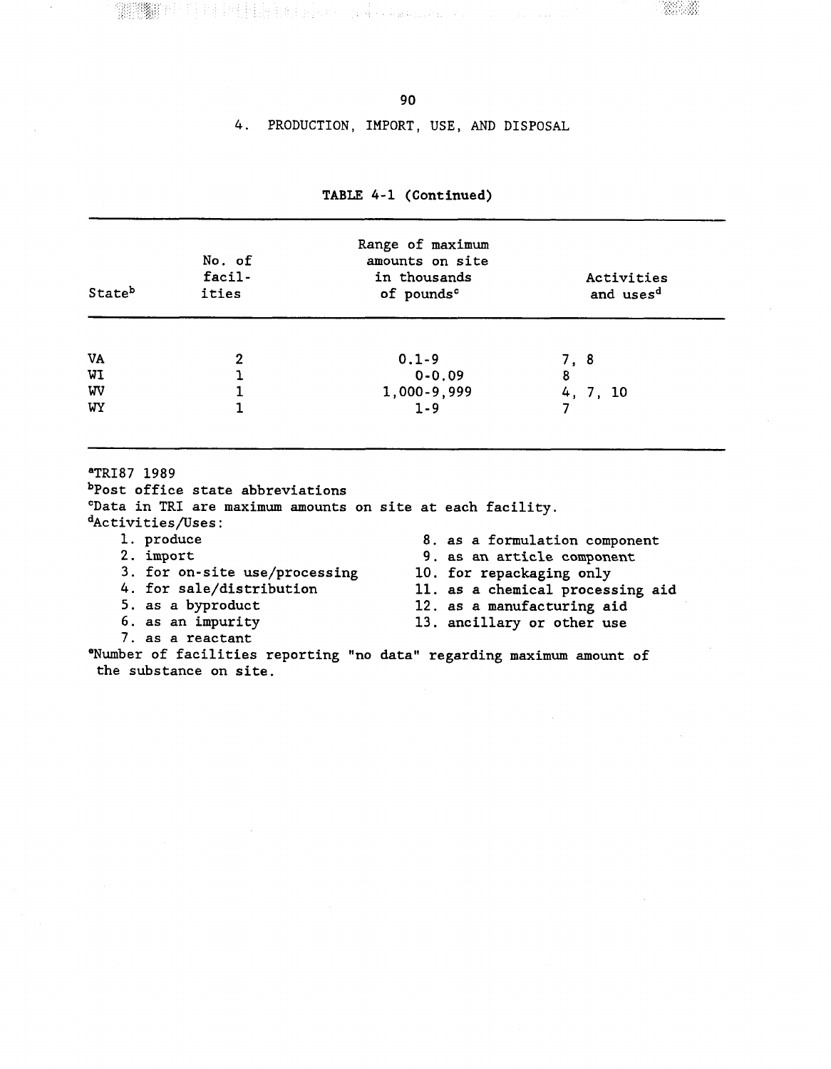## 4. PRODUCTION, IMPORT, USE, AND DISPOSAL

**TABLE 4-1 (Continued)**

| State[b] | No. of facilities | Range of maximum amounts on site in thousands of pounds[c] | Activities and uses[d] |
|---|---|---|---|
| VA | 2 | 0.1-9 | 7, 8 |
| WI | 1 | 0-0.09 | 8 |
| WV | 1 | 1,000-9,999 | 4, 7, 10 |
| WY | 1 | 1-9 | 7 |

[a]TRI87 1989

[b]Post office state abbreviations

[c]Data in TRI are maximum amounts on site at each facility.

[d]Activities/Uses:

1. produce
2. import
3. for on-site use/processing
4. for sale/distribution
5. as a byproduct
6. as an impurity
7. as a reactant
8. as a formulation component
9. as an article component
10. for repackaging only
11. as a chemical processing aid
12. as a manufacturing aid
13. ancillary or other use

[e]Number of facilities reporting "no data" regarding maximum amount of the substance on site.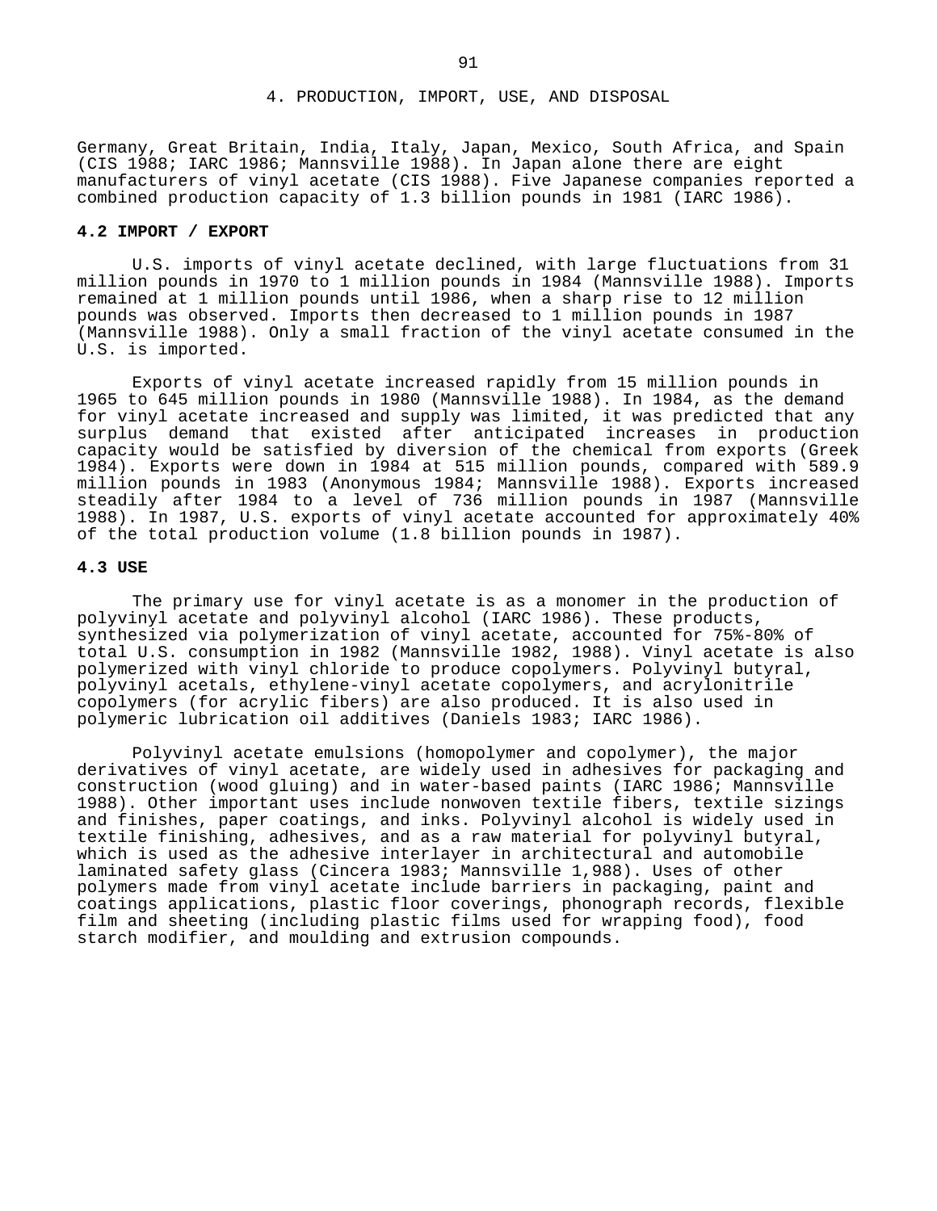Germany, Great Britain, India, Italy, Japan, Mexico, South Africa, and Spain (CIS 1988; IARC 1986; Mannsville 1988). In Japan alone there are eight manufacturers of vinyl acetate (CIS 1988). Five Japanese companies reported a combined production capacity of 1.3 billion pounds in 1981 (IARC 1986).

### 4.2 IMPORT / EXPORT

U.S. imports of vinyl acetate declined, with large fluctuations from 31 million pounds in 1970 to 1 million pounds in 1984 (Mannsville 1988). Imports remained at 1 million pounds until 1986, when a sharp rise to 12 million pounds was observed. Imports then decreased to 1 million pounds in 1987 (Mannsville 1988). Only a small fraction of the vinyl acetate consumed in the U.S. is imported.

Exports of vinyl acetate increased rapidly from 15 million pounds in 1965 to 645 million pounds in 1980 (Mannsville 1988). In 1984, as the demand for vinyl acetate increased and supply was limited, it was predicted that any surplus demand that existed after anticipated increases in production capacity would be satisfied by diversion of the chemical from exports (Greek 1984). Exports were down in 1984 at 515 million pounds, compared with 589.9 million pounds in 1983 (Anonymous 1984; Mannsville 1988). Exports increased steadily after 1984 to a level of 736 million pounds in 1987 (Mannsville 1988). In 1987, U.S. exports of vinyl acetate accounted for approximately 40% of the total production volume (1.8 billion pounds in 1987).

### 4.3 USE

The primary use for vinyl acetate is as a monomer in the production of polyvinyl acetate and polyvinyl alcohol (IARC 1986). These products, synthesized via polymerization of vinyl acetate, accounted for 75%-80% of total U.S. consumption in 1982 (Mannsville 1982, 1988). Vinyl acetate is also polymerized with vinyl chloride to produce copolymers. Polyvinyl butyral, polyvinyl acetals, ethylene-vinyl acetate copolymers, and acrylonitrile copolymers (for acrylic fibers) are also produced. It is also used in polymeric lubrication oil additives (Daniels 1983; IARC 1986).

Polyvinyl acetate emulsions (homopolymer and copolymer), the major derivatives of vinyl acetate, are widely used in adhesives for packaging and construction (wood gluing) and in water-based paints (IARC 1986; Mannsville 1988). Other important uses include nonwoven textile fibers, textile sizings and finishes, paper coatings, and inks. Polyvinyl alcohol is widely used in textile finishing, adhesives, and as a raw material for polyvinyl butyral, which is used as the adhesive interlayer in architectural and automobile laminated safety glass (Cincera 1983; Mannsville 1,988). Uses of other polymers made from vinyl acetate include barriers in packaging, paint and coatings applications, plastic floor coverings, phonograph records, flexible film and sheeting (including plastic films used for wrapping food), food starch modifier, and moulding and extrusion compounds.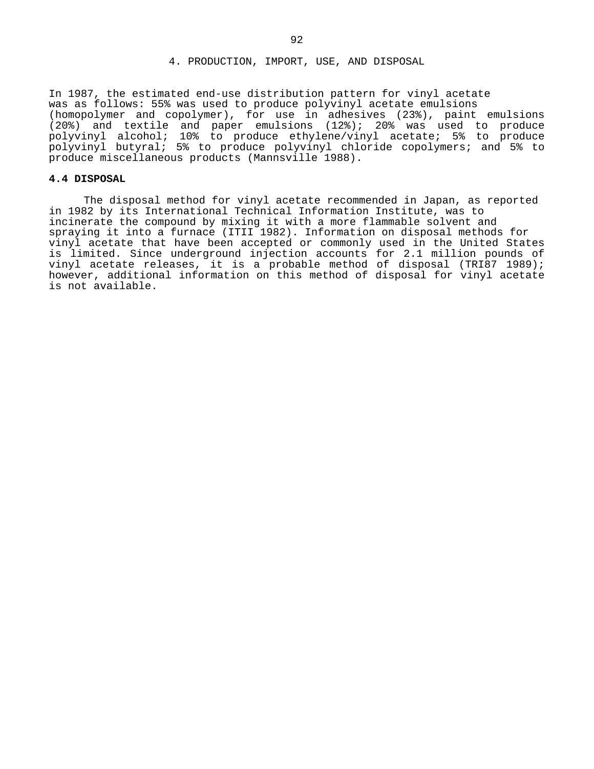In 1987, the estimated end-use distribution pattern for vinyl acetate was as follows: 55% was used to produce polyvinyl acetate emulsions (homopolymer and copolymer), for use in adhesives (23%), paint emulsions (20%) and textile and paper emulsions (12%); 20% was used to produce polyvinyl alcohol; 10% to produce ethylene/vinyl acetate; 5% to produce polyvinyl butyral; 5% to produce polyvinyl chloride copolymers; and 5% to produce miscellaneous products (Mannsville 1988).

**4.4 DISPOSAL**

The disposal method for vinyl acetate recommended in Japan, as reported in 1982 by its International Technical Information Institute, was to incinerate the compound by mixing it with a more flammable solvent and spraying it into a furnace (ITII 1982). Information on disposal methods for vinyl acetate that have been accepted or commonly used in the United States is limited. Since underground injection accounts for 2.1 million pounds of vinyl acetate releases, it is a probable method of disposal (TRI87 1989); however, additional information on this method of disposal for vinyl acetate is not available.